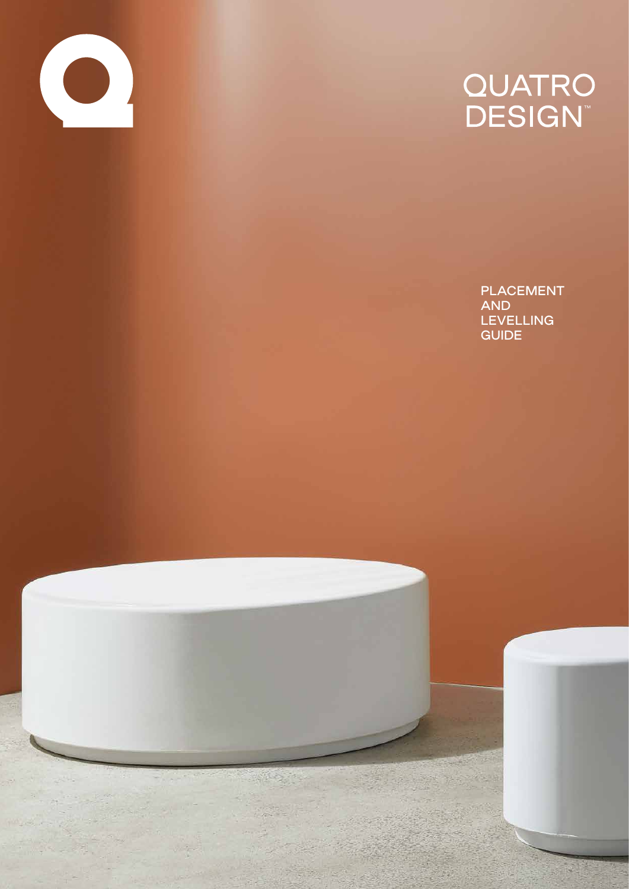QUATRO DESIGN™

# PLACEMENT AND LEVELLING GUIDE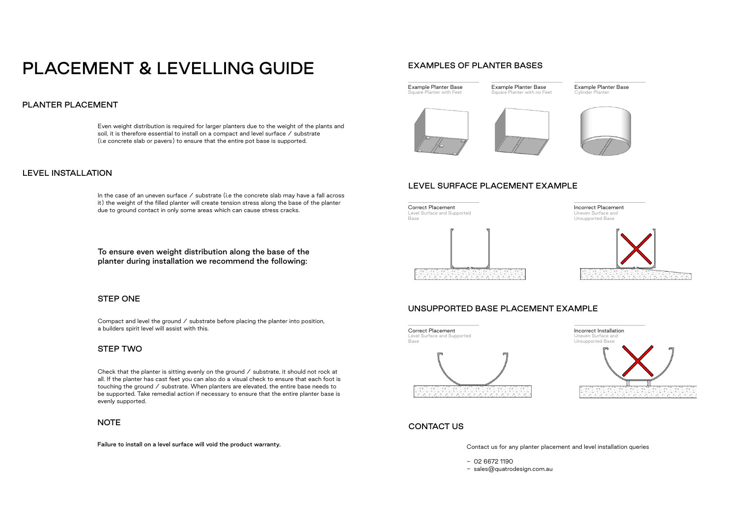# PLACEMENT & LEVELLING GUIDE

## PLANTER PLACEMENT

Even weight distribution is required for larger planters due to the weight of the plants and soil, it is therefore essential to install on a compact and level surface / substrate (i.e concrete slab or pavers) to ensure that the entire pot base is supported.

## LEVEL INSTALLATION

In the case of an uneven surface / substrate (i.e the concrete slab may have a fall across it) the weight of the filled planter will create tension stress along the base of the planter due to ground contact in only some areas which can cause stress cracks.

**To ensure even weight distribution along the base of the planter during installation we recommend the following:**

### STEP ONE

Compact and level the ground / substrate before placing the planter into position, a builders spirit level will assist with this.

### STEP TWO

Check that the planter is sitting evenly on the ground / substrate, it should not rock at all. If the planter has cast feet you can also do a visual check to ensure that each foot is touching the ground / substrate. When planters are elevated, the entire base needs to be supported. Take remedial action if necessary to ensure that the entire planter base is evenly supported.

### NOTE

**Failure to install on a level surface will void the product warranty.**

## EXAMPLES OF PLANTER BASES

Example Planter Base
Square Planter with Feet

Example Planter Base
Square Planter with no Feet

Example Planter Base
Cylinder Planter

## LEVEL SURFACE PLACEMENT EXAMPLE

Correct Placement
Level Surface and Supported Base

Incorrect Placement
Uneven Surface and Unsupported Base

## UNSUPPORTED BASE PLACEMENT EXAMPLE

Correct Placement
Level Surface and Supported Base

Incorrect Installation
Uneven Surface and Unsupported Base

## CONTACT US

Contact us for any planter placement and level installation queries

- 02 6672 1190
- sales@quatrodesign.com.au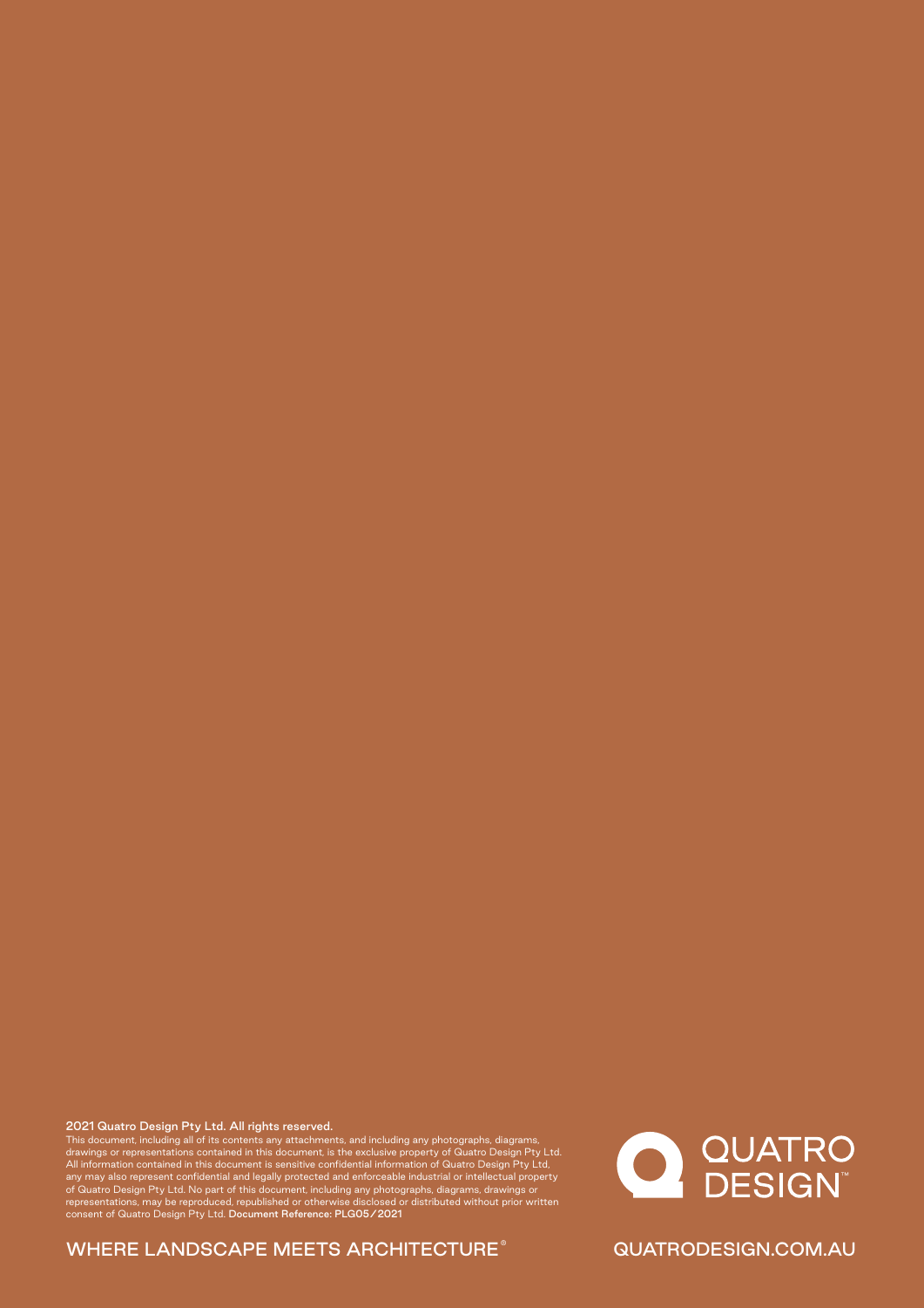**2021 Quatro Design Pty Ltd. All rights reserved.**

This document, including all of its contents any attachments, and including any photographs, diagrams, drawings or representations contained in this document, is the exclusive property of Quatro Design Pty Ltd. All information contained in this document is sensitive confidential information of Quatro Design Pty Ltd, any may also represent confidential and legally protected and enforceable industrial or intellectual property of Quatro Design Pty Ltd. No part of this document, including any photographs, diagrams, drawings or representations, may be reproduced, republished or otherwise disclosed or distributed without prior written consent of Quatro Design Pty Ltd. **Document Reference: PLG05/2021**

QUATRO DESIGN™

WHERE LANDSCAPE MEETS ARCHITECTURE®

QUATRODESIGN.COM.AU